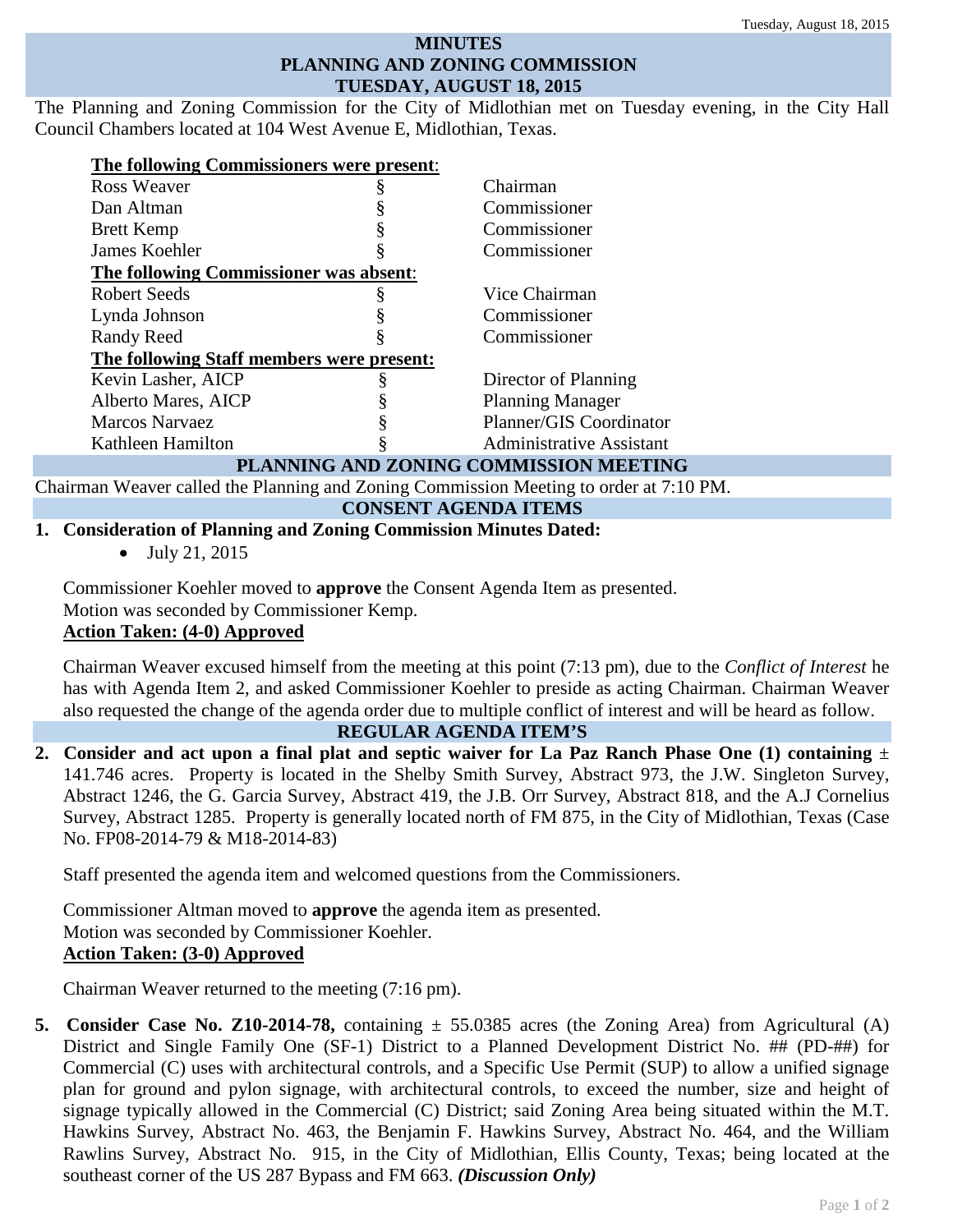# MINUTES
# PLANNING AND ZONING COMMISSION
# TUESDAY, AUGUST 18, 2015

The Planning and Zoning Commission for the City of Midlothian met on Tuesday evening, in the City Hall Council Chambers located at 104 West Avenue E, Midlothian, Texas.

| **The following Commissioners were present**: | | |
|---|---|---|
| Ross Weaver | § | Chairman |
| Dan Altman | § | Commissioner |
| Brett Kemp | § | Commissioner |
| James Koehler | § | Commissioner |
| **The following Commissioner was absent**: | | |
| Robert Seeds | § | Vice Chairman |
| Lynda Johnson | § | Commissioner |
| Randy Reed | § | Commissioner |
| **The following Staff members were present:** | | |
| Kevin Lasher, AICP | § | Director of Planning |
| Alberto Mares, AICP | § | Planning Manager |
| Marcos Narvaez | § | Planner/GIS Coordinator |
| Kathleen Hamilton | § | Administrative Assistant |

## PLANNING AND ZONING COMMISSION MEETING

Chairman Weaver called the Planning and Zoning Commission Meeting to order at 7:10 PM.

## CONSENT AGENDA ITEMS

**1. Consideration of Planning and Zoning Commission Minutes Dated:**

- July 21, 2015

Commissioner Koehler moved to **approve** the Consent Agenda Item as presented.
Motion was seconded by Commissioner Kemp.
**Action Taken: (4-0) Approved**

Chairman Weaver excused himself from the meeting at this point (7:13 pm), due to the *Conflict of Interest* he has with Agenda Item 2, and asked Commissioner Koehler to preside as acting Chairman. Chairman Weaver also requested the change of the agenda order due to multiple conflict of interest and will be heard as follow.

## REGULAR AGENDA ITEM'S

**2. Consider and act upon a final plat and septic waiver for La Paz Ranch Phase One (1) containing** ± 141.746 acres. Property is located in the Shelby Smith Survey, Abstract 973, the J.W. Singleton Survey, Abstract 1246, the G. Garcia Survey, Abstract 419, the J.B. Orr Survey, Abstract 818, and the A.J Cornelius Survey, Abstract 1285. Property is generally located north of FM 875, in the City of Midlothian, Texas (Case No. FP08-2014-79 & M18-2014-83)

Staff presented the agenda item and welcomed questions from the Commissioners.

Commissioner Altman moved to **approve** the agenda item as presented.
Motion was seconded by Commissioner Koehler.
**Action Taken: (3-0) Approved**

Chairman Weaver returned to the meeting (7:16 pm).

**5. Consider Case No. Z10-2014-78,** containing ± 55.0385 acres (the Zoning Area) from Agricultural (A) District and Single Family One (SF-1) District to a Planned Development District No. ## (PD-##) for Commercial (C) uses with architectural controls, and a Specific Use Permit (SUP) to allow a unified signage plan for ground and pylon signage, with architectural controls, to exceed the number, size and height of signage typically allowed in the Commercial (C) District; said Zoning Area being situated within the M.T. Hawkins Survey, Abstract No. 463, the Benjamin F. Hawkins Survey, Abstract No. 464, and the William Rawlins Survey, Abstract No. 915, in the City of Midlothian, Ellis County, Texas; being located at the southeast corner of the US 287 Bypass and FM 663. ***(Discussion Only)***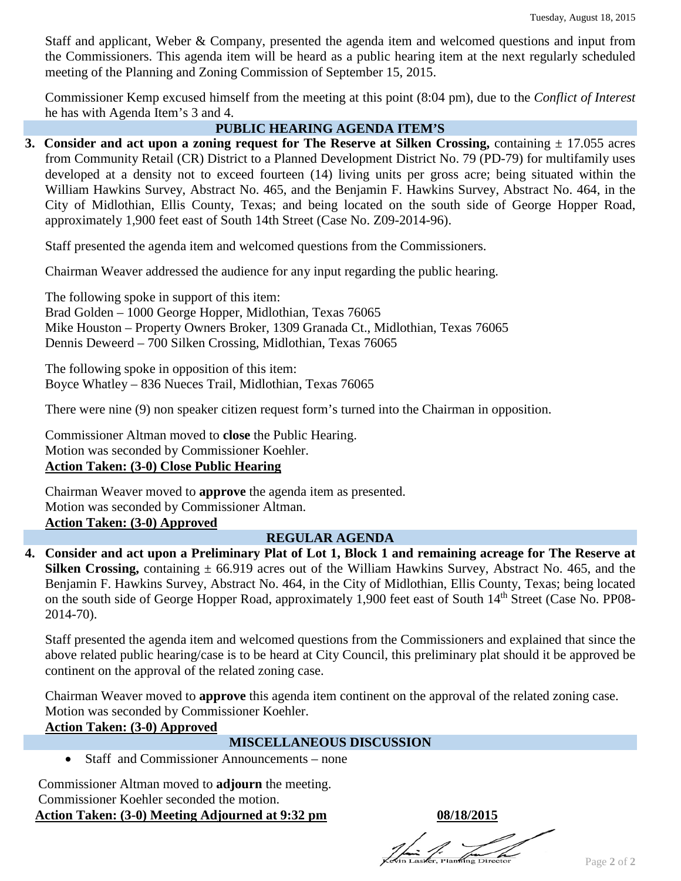Staff and applicant, Weber & Company, presented the agenda item and welcomed questions and input from the Commissioners. This agenda item will be heard as a public hearing item at the next regularly scheduled meeting of the Planning and Zoning Commission of September 15, 2015.

Commissioner Kemp excused himself from the meeting at this point (8:04 pm), due to the *Conflict of Interest* he has with Agenda Item's 3 and 4.

## PUBLIC HEARING AGENDA ITEM'S

**3. Consider and act upon a zoning request for The Reserve at Silken Crossing,** containing ± 17.055 acres from Community Retail (CR) District to a Planned Development District No. 79 (PD-79) for multifamily uses developed at a density not to exceed fourteen (14) living units per gross acre; being situated within the William Hawkins Survey, Abstract No. 465, and the Benjamin F. Hawkins Survey, Abstract No. 464, in the City of Midlothian, Ellis County, Texas; and being located on the south side of George Hopper Road, approximately 1,900 feet east of South 14th Street (Case No. Z09-2014-96).

Staff presented the agenda item and welcomed questions from the Commissioners.

Chairman Weaver addressed the audience for any input regarding the public hearing.

The following spoke in support of this item:
Brad Golden – 1000 George Hopper, Midlothian, Texas 76065
Mike Houston – Property Owners Broker, 1309 Granada Ct., Midlothian, Texas 76065
Dennis Deweerd – 700 Silken Crossing, Midlothian, Texas 76065

The following spoke in opposition of this item:
Boyce Whatley – 836 Nueces Trail, Midlothian, Texas 76065

There were nine (9) non speaker citizen request form's turned into the Chairman in opposition.

Commissioner Altman moved to **close** the Public Hearing.
Motion was seconded by Commissioner Koehler.
**Action Taken: (3-0) Close Public Hearing**

Chairman Weaver moved to **approve** the agenda item as presented.
Motion was seconded by Commissioner Altman.
**Action Taken: (3-0) Approved**

## REGULAR AGENDA

**4. Consider and act upon a Preliminary Plat of Lot 1, Block 1 and remaining acreage for The Reserve at Silken Crossing,** containing ± 66.919 acres out of the William Hawkins Survey, Abstract No. 465, and the Benjamin F. Hawkins Survey, Abstract No. 464, in the City of Midlothian, Ellis County, Texas; being located on the south side of George Hopper Road, approximately 1,900 feet east of South 14th Street (Case No. PP08-2014-70).

Staff presented the agenda item and welcomed questions from the Commissioners and explained that since the above related public hearing/case is to be heard at City Council, this preliminary plat should it be approved be continent on the approval of the related zoning case.

Chairman Weaver moved to **approve** this agenda item continent on the approval of the related zoning case.
Motion was seconded by Commissioner Koehler.
**Action Taken: (3-0) Approved**

## MISCELLANEOUS DISCUSSION

- Staff and Commissioner Announcements – none

Commissioner Altman moved to **adjourn** the meeting.
Commissioner Koehler seconded the motion.
**Action Taken: (3-0) Meeting Adjourned at 9:32 pm** **08/18/2015**

Kevin Lasker, Planning Director